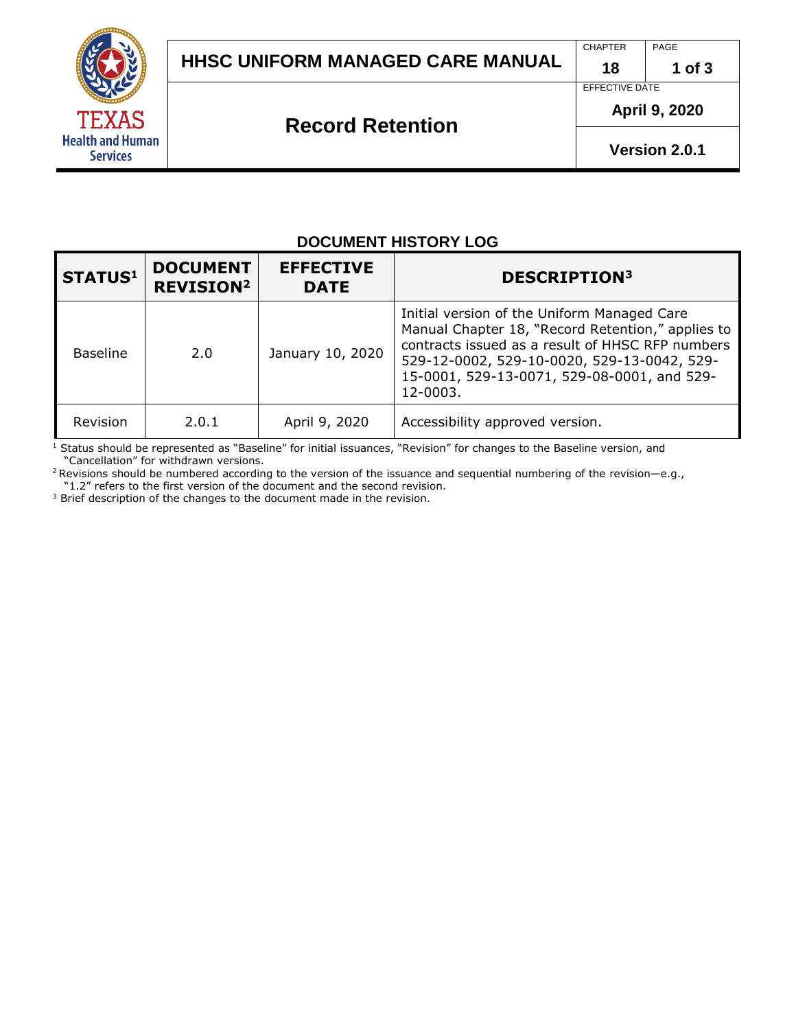# HHSC UNIFORM MANAGED CARE MANUAL

## Record Retention

| CHAPTER | PAGE |
|---|---|
| 18 | 1 of 3 |

EFFECTIVE DATE: April 9, 2020

Version 2.0.1

### DOCUMENT HISTORY LOG

| STATUS[1] | DOCUMENT REVISION[2] | EFFECTIVE DATE | DESCRIPTION[3] |
|---|---|---|---|
| Baseline | 2.0 | January 10, 2020 | Initial version of the Uniform Managed Care Manual Chapter 18, "Record Retention," applies to contracts issued as a result of HHSC RFP numbers 529-12-0002, 529-10-0020, 529-13-0042, 529-15-0001, 529-13-0071, 529-08-0001, and 529-12-0003. |
| Revision | 2.0.1 | April 9, 2020 | Accessibility approved version. |

[1] Status should be represented as "Baseline" for initial issuances, "Revision" for changes to the Baseline version, and "Cancellation" for withdrawn versions.

[2] Revisions should be numbered according to the version of the issuance and sequential numbering of the revision—e.g., "1.2" refers to the first version of the document and the second revision.

[3] Brief description of the changes to the document made in the revision.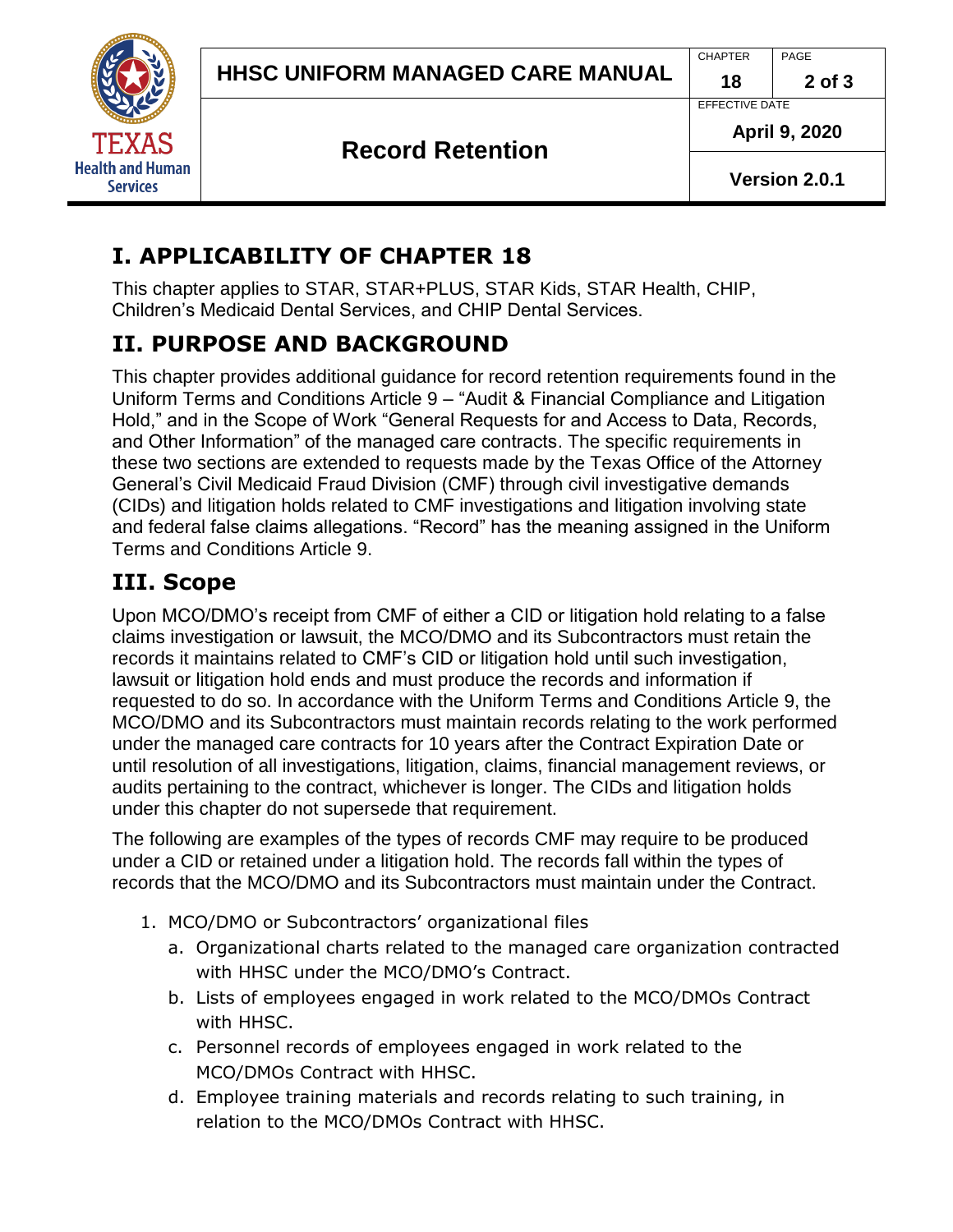## I. APPLICABILITY OF CHAPTER 18

This chapter applies to STAR, STAR+PLUS, STAR Kids, STAR Health, CHIP, Children's Medicaid Dental Services, and CHIP Dental Services.

## II. PURPOSE AND BACKGROUND

This chapter provides additional guidance for record retention requirements found in the Uniform Terms and Conditions Article 9 – "Audit & Financial Compliance and Litigation Hold," and in the Scope of Work "General Requests for and Access to Data, Records, and Other Information" of the managed care contracts. The specific requirements in these two sections are extended to requests made by the Texas Office of the Attorney General's Civil Medicaid Fraud Division (CMF) through civil investigative demands (CIDs) and litigation holds related to CMF investigations and litigation involving state and federal false claims allegations. "Record" has the meaning assigned in the Uniform Terms and Conditions Article 9.

## III. Scope

Upon MCO/DMO's receipt from CMF of either a CID or litigation hold relating to a false claims investigation or lawsuit, the MCO/DMO and its Subcontractors must retain the records it maintains related to CMF's CID or litigation hold until such investigation, lawsuit or litigation hold ends and must produce the records and information if requested to do so. In accordance with the Uniform Terms and Conditions Article 9, the MCO/DMO and its Subcontractors must maintain records relating to the work performed under the managed care contracts for 10 years after the Contract Expiration Date or until resolution of all investigations, litigation, claims, financial management reviews, or audits pertaining to the contract, whichever is longer. The CIDs and litigation holds under this chapter do not supersede that requirement.

The following are examples of the types of records CMF may require to be produced under a CID or retained under a litigation hold. The records fall within the types of records that the MCO/DMO and its Subcontractors must maintain under the Contract.

1. MCO/DMO or Subcontractors' organizational files
   a. Organizational charts related to the managed care organization contracted with HHSC under the MCO/DMO's Contract.
   b. Lists of employees engaged in work related to the MCO/DMOs Contract with HHSC.
   c. Personnel records of employees engaged in work related to the MCO/DMOs Contract with HHSC.
   d. Employee training materials and records relating to such training, in relation to the MCO/DMOs Contract with HHSC.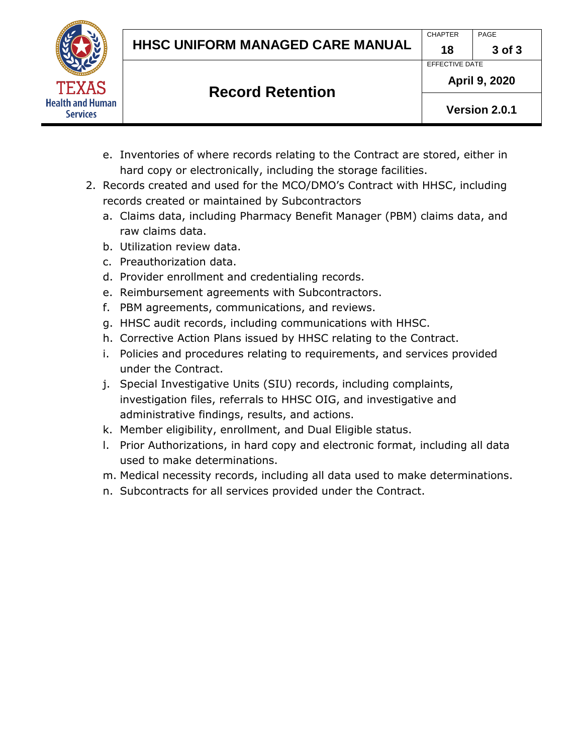e. Inventories of where records relating to the Contract are stored, either in hard copy or electronically, including the storage facilities.

2. Records created and used for the MCO/DMO's Contract with HHSC, including records created or maintained by Subcontractors
   a. Claims data, including Pharmacy Benefit Manager (PBM) claims data, and raw claims data.
   b. Utilization review data.
   c. Preauthorization data.
   d. Provider enrollment and credentialing records.
   e. Reimbursement agreements with Subcontractors.
   f. PBM agreements, communications, and reviews.
   g. HHSC audit records, including communications with HHSC.
   h. Corrective Action Plans issued by HHSC relating to the Contract.
   i. Policies and procedures relating to requirements, and services provided under the Contract.
   j. Special Investigative Units (SIU) records, including complaints, investigation files, referrals to HHSC OIG, and investigative and administrative findings, results, and actions.
   k. Member eligibility, enrollment, and Dual Eligible status.
   l. Prior Authorizations, in hard copy and electronic format, including all data used to make determinations.
   m. Medical necessity records, including all data used to make determinations.
   n. Subcontracts for all services provided under the Contract.